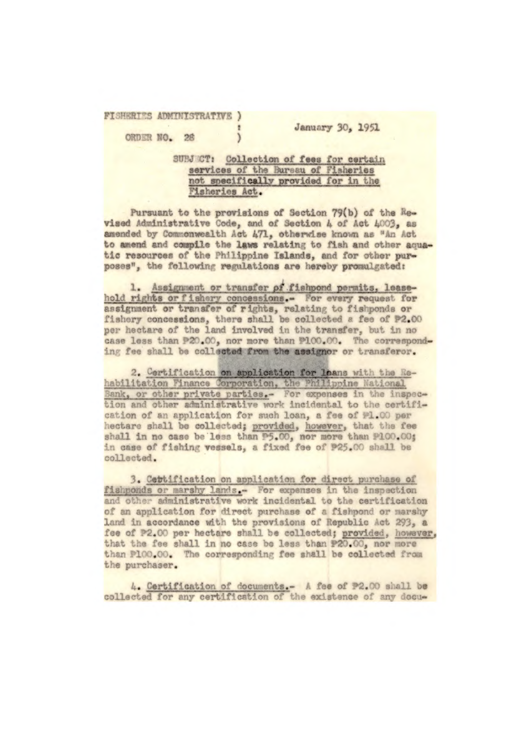FISHERIES ADMINISTRATIVE )
ORDER NO. 28 )

January 30, 1951

SUBJECT: Collection of fees for certain services of the Bureau of Fisheries not specifically provided for in the Fisheries Act.

Pursuant to the provisions of Section 79(b) of the Revised Administrative Code, and of Section 4 of Act 4003, as amended by Commonwealth Act 471, otherwise known as "An Act to amend and compile the laws relating to fish and other aquatic resources of the Philippine Islands, and for other purposes", the following regulations are hereby promulgated:

1. Assignment or transfer of fishpond permits, leasehold rights or fishery concessions.- For every request for assignment or transfer of rights, relating to fishponds or fishery concessions, there shall be collected a fee of ₱2.00 per hectare of the land involved in the transfer, but in no case less than ₱20.00, nor more than ₱100.00. The corresponding fee shall be collected from the assignor or transferor.

2. Certification on application for loans with the Rehabilitation Finance Corporation, the Philippine National Bank, or other private parties.- For expenses in the inspection and other administrative work incidental to the certification of an application for such loan, a fee of ₱1.00 per hectare shall be collected; provided, however, that the fee shall in no case be less than ₱5.00, nor more than ₱100.00; in case of fishing vessels, a fixed fee of ₱25.00 shall be collected.

3. Certification on application for direct purchase of fishponds or marshy lands.- For expenses in the inspection and other administrative work incidental to the certification of an application for direct purchase of a fishpond or marshy land in accordance with the provisions of Republic Act 293, a fee of ₱2.00 per hectare shall be collected; provided, however, that the fee shall in no case be less than ₱20.00, nor more than ₱100.00. The corresponding fee shall be collected from the purchaser.

4. Certification of documents.- A fee of ₱2.00 shall be collected for any certification of the existence of any docu-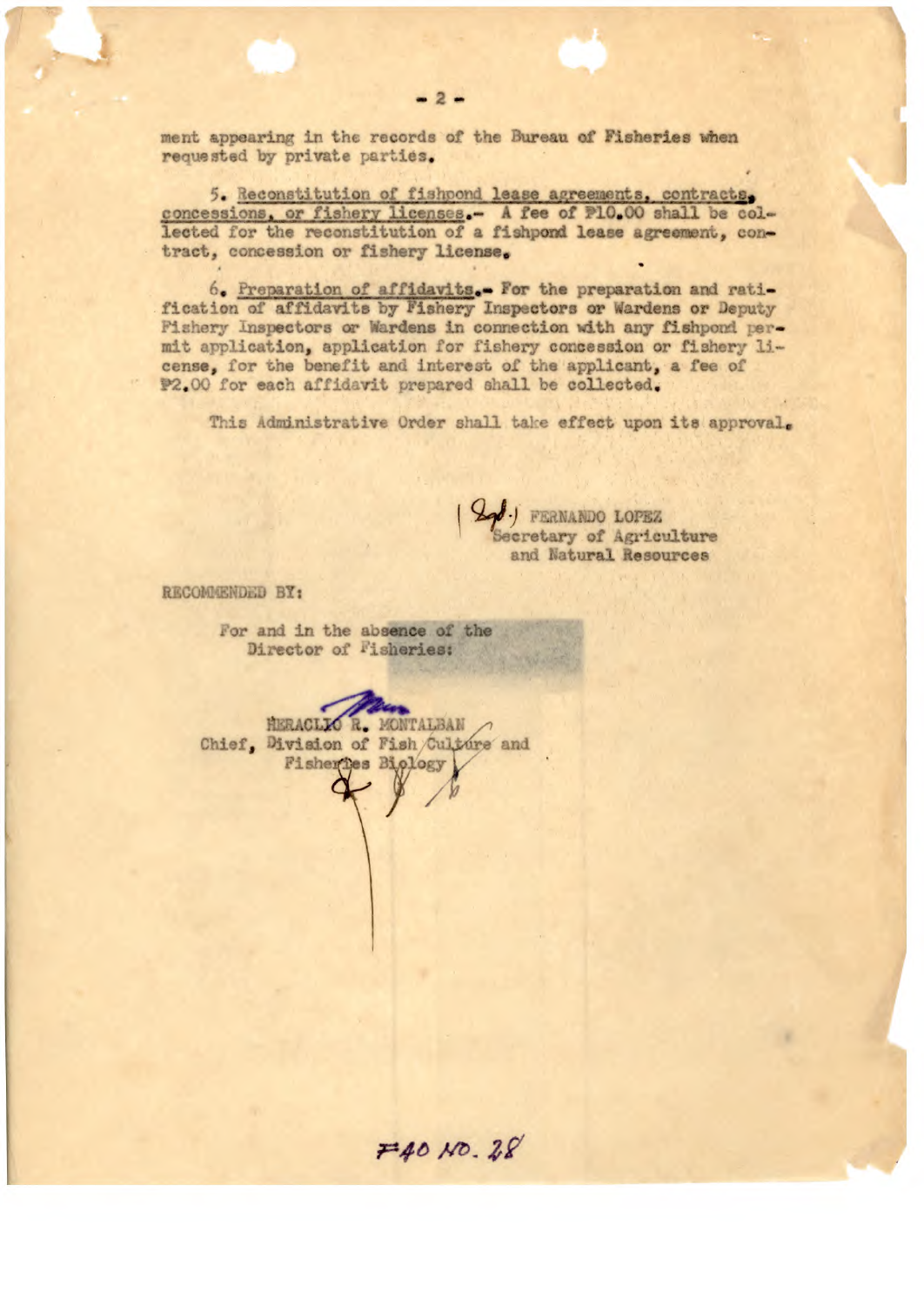ment appearing in the records of the Bureau of Fisheries when requested by private parties.

5. Reconstitution of fishpond lease agreements, contracts, concessions, or fishery licenses.- A fee of ₱10.00 shall be collected for the reconstitution of a fishpond lease agreement, contract, concession or fishery license.

6. Preparation of affidavits.- For the preparation and ratification of affidavits by Fishery Inspectors or Wardens or Deputy Fishery Inspectors or Wardens in connection with any fishpond permit application, application for fishery concession or fishery license, for the benefit and interest of the applicant, a fee of ₱2.00 for each affidavit prepared shall be collected.

This Administrative Order shall take effect upon its approval.

(Sgd.) FERNANDO LOPEZ
Secretary of Agriculture
and Natural Resources

RECOMMENDED BY:

For and in the absence of the
Director of Fisheries:

HERACLIO R. MONTALBAN
Chief, Division of Fish Culture and
Fisheries Biology

FAO NO. 28